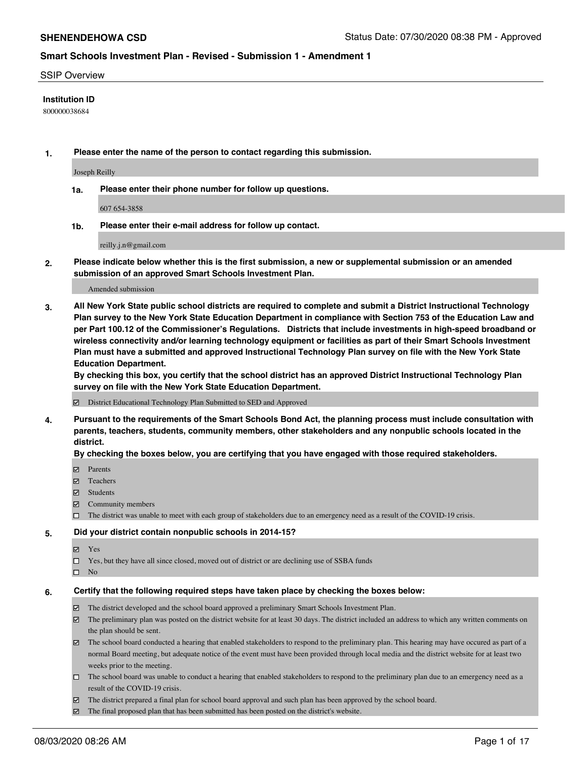**SHENENDEHOWA CSD** Status Date: 07/30/2020 08:38 PM - Approved

## Smart Schools Investment Plan - Revised - Submission 1 - Amendment 1

SSIP Overview

**Institution ID**

800000038684

**1. Please enter the name of the person to contact regarding this submission.**

Joseph Reilly

**1a. Please enter their phone number for follow up questions.**

607 654-3858

**1b. Please enter their e-mail address for follow up contact.**

reilly.j.n@gmail.com

**2. Please indicate below whether this is the first submission, a new or supplemental submission or an amended submission of an approved Smart Schools Investment Plan.**

Amended submission

**3. All New York State public school districts are required to complete and submit a District Instructional Technology Plan survey to the New York State Education Department in compliance with Section 753 of the Education Law and per Part 100.12 of the Commissioner's Regulations. Districts that include investments in high-speed broadband or wireless connectivity and/or learning technology equipment or facilities as part of their Smart Schools Investment Plan must have a submitted and approved Instructional Technology Plan survey on file with the New York State Education Department.**
**By checking this box, you certify that the school district has an approved District Instructional Technology Plan survey on file with the New York State Education Department.**

- ☑ District Educational Technology Plan Submitted to SED and Approved

**4. Pursuant to the requirements of the Smart Schools Bond Act, the planning process must include consultation with parents, teachers, students, community members, other stakeholders and any nonpublic schools located in the district.**
**By checking the boxes below, you are certifying that you have engaged with those required stakeholders.**

- ☑ Parents
- ☑ Teachers
- ☑ Students
- ☑ Community members
- ☐ The district was unable to meet with each group of stakeholders due to an emergency need as a result of the COVID-19 crisis.

**5. Did your district contain nonpublic schools in 2014-15?**

- ☑ Yes
- ☐ Yes, but they have all since closed, moved out of district or are declining use of SSBA funds
- ☐ No

**6. Certify that the following required steps have taken place by checking the boxes below:**

- ☑ The district developed and the school board approved a preliminary Smart Schools Investment Plan.
- ☑ The preliminary plan was posted on the district website for at least 30 days. The district included an address to which any written comments on the plan should be sent.
- ☑ The school board conducted a hearing that enabled stakeholders to respond to the preliminary plan. This hearing may have occured as part of a normal Board meeting, but adequate notice of the event must have been provided through local media and the district website for at least two weeks prior to the meeting.
- ☐ The school board was unable to conduct a hearing that enabled stakeholders to respond to the preliminary plan due to an emergency need as a result of the COVID-19 crisis.
- ☑ The district prepared a final plan for school board approval and such plan has been approved by the school board.
- ☑ The final proposed plan that has been submitted has been posted on the district's website.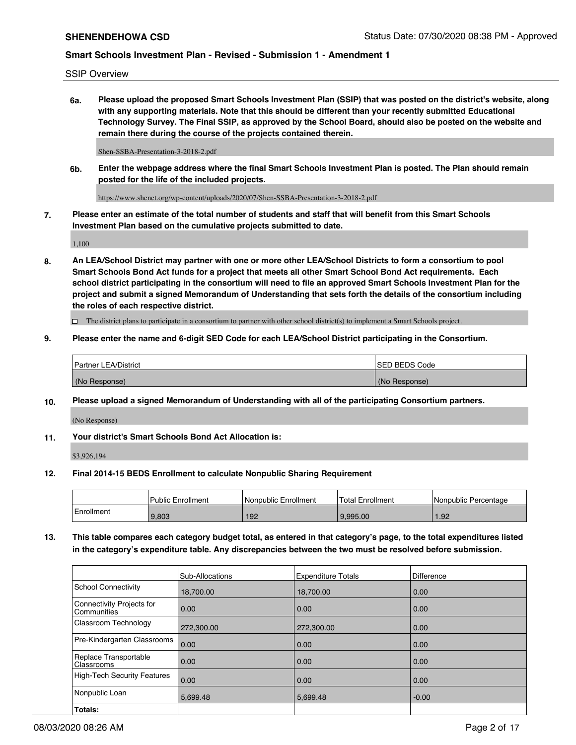SSIP Overview

**6a. Please upload the proposed Smart Schools Investment Plan (SSIP) that was posted on the district's website, along with any supporting materials. Note that this should be different than your recently submitted Educational Technology Survey. The Final SSIP, as approved by the School Board, should also be posted on the website and remain there during the course of the projects contained therein.**

Shen-SSBA-Presentation-3-2018-2.pdf

**6b. Enter the webpage address where the final Smart Schools Investment Plan is posted. The Plan should remain posted for the life of the included projects.**

https://www.shenet.org/wp-content/uploads/2020/07/Shen-SSBA-Presentation-3-2018-2.pdf

**7. Please enter an estimate of the total number of students and staff that will benefit from this Smart Schools Investment Plan based on the cumulative projects submitted to date.**

1,100

**8. An LEA/School District may partner with one or more other LEA/School Districts to form a consortium to pool Smart Schools Bond Act funds for a project that meets all other Smart School Bond Act requirements. Each school district participating in the consortium will need to file an approved Smart Schools Investment Plan for the project and submit a signed Memorandum of Understanding that sets forth the details of the consortium including the roles of each respective district.**

☐ The district plans to participate in a consortium to partner with other school district(s) to implement a Smart Schools project.

**9. Please enter the name and 6-digit SED Code for each LEA/School District participating in the Consortium.**

| Partner LEA/District | SED BEDS Code |
| --- | --- |
| (No Response) | (No Response) |

**10. Please upload a signed Memorandum of Understanding with all of the participating Consortium partners.**

(No Response)

**11. Your district's Smart Schools Bond Act Allocation is:**

$3,926,194

**12. Final 2014-15 BEDS Enrollment to calculate Nonpublic Sharing Requirement**

| | Public Enrollment | Nonpublic Enrollment | Total Enrollment | Nonpublic Percentage |
| --- | --- | --- | --- | --- |
| Enrollment | 9,803 | 192 | 9,995.00 | 1.92 |

**13. This table compares each category budget total, as entered in that category's page, to the total expenditures listed in the category's expenditure table. Any discrepancies between the two must be resolved before submission.**

| | Sub-Allocations | Expenditure Totals | Difference |
| --- | --- | --- | --- |
| School Connectivity | 18,700.00 | 18,700.00 | 0.00 |
| Connectivity Projects for Communities | 0.00 | 0.00 | 0.00 |
| Classroom Technology | 272,300.00 | 272,300.00 | 0.00 |
| Pre-Kindergarten Classrooms | 0.00 | 0.00 | 0.00 |
| Replace Transportable Classrooms | 0.00 | 0.00 | 0.00 |
| High-Tech Security Features | 0.00 | 0.00 | 0.00 |
| Nonpublic Loan | 5,699.48 | 5,699.48 | -0.00 |
| **Totals:** | | | |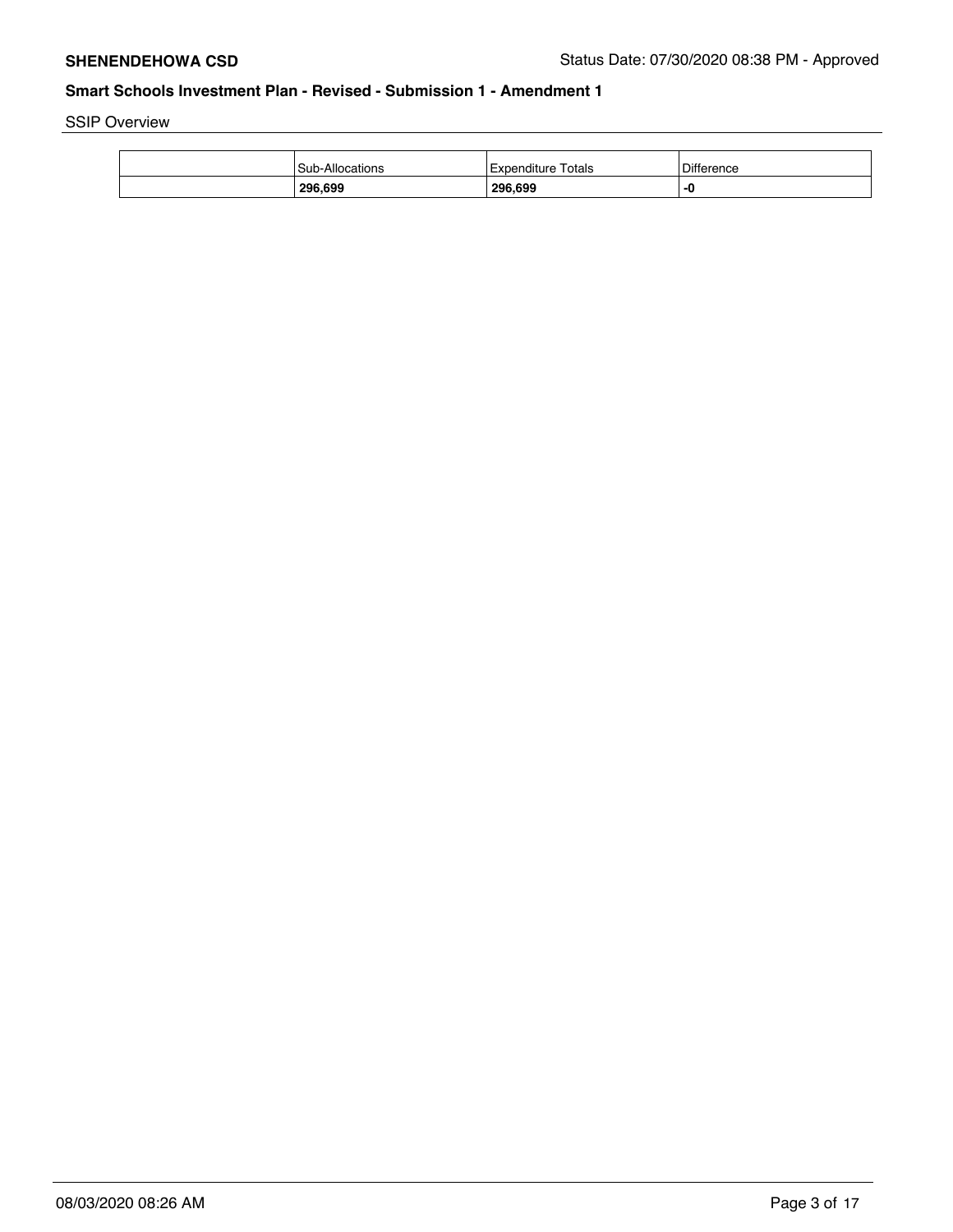SSIP Overview

| | Sub-Allocations | Expenditure Totals | Difference |
|---|---|---|---|
| | **296,699** | **296,699** | **-0** |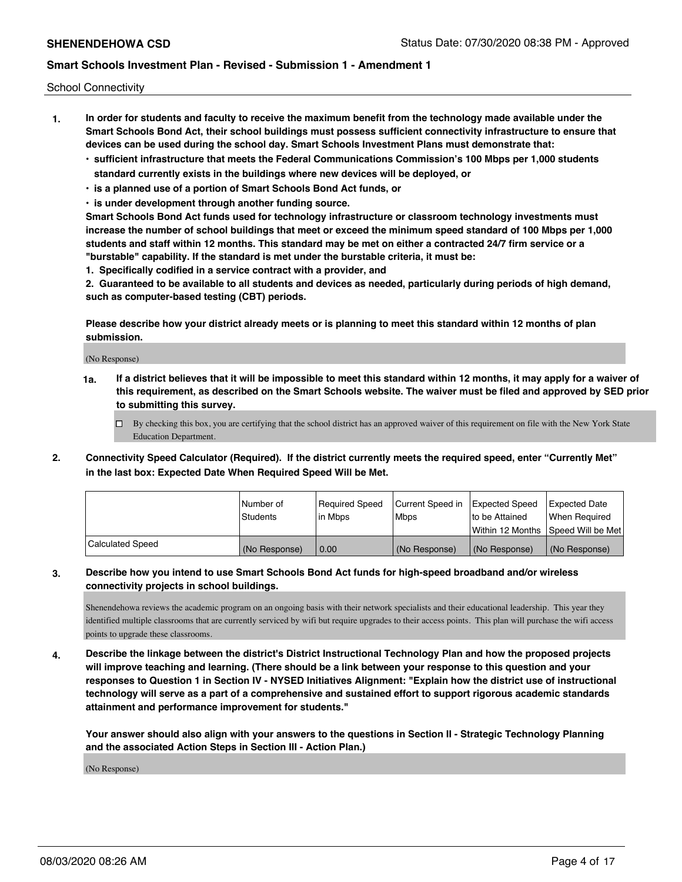School Connectivity

1. **In order for students and faculty to receive the maximum benefit from the technology made available under the Smart Schools Bond Act, their school buildings must possess sufficient connectivity infrastructure to ensure that devices can be used during the school day. Smart Schools Investment Plans must demonstrate that:**
   - **sufficient infrastructure that meets the Federal Communications Commission's 100 Mbps per 1,000 students standard currently exists in the buildings where new devices will be deployed, or**
   - **is a planned use of a portion of Smart Schools Bond Act funds, or**
   - **is under development through another funding source.**

   **Smart Schools Bond Act funds used for technology infrastructure or classroom technology investments must increase the number of school buildings that meet or exceed the minimum speed standard of 100 Mbps per 1,000 students and staff within 12 months. This standard may be met on either a contracted 24/7 firm service or a "burstable" capability. If the standard is met under the burstable criteria, it must be:**

   **1. Specifically codified in a service contract with a provider, and**

   **2. Guaranteed to be available to all students and devices as needed, particularly during periods of high demand, such as computer-based testing (CBT) periods.**

   **Please describe how your district already meets or is planning to meet this standard within 12 months of plan submission.**

   (No Response)

   **1a. If a district believes that it will be impossible to meet this standard within 12 months, it may apply for a waiver of this requirement, as described on the Smart Schools website. The waiver must be filed and approved by SED prior to submitting this survey.**

   ☐ By checking this box, you are certifying that the school district has an approved waiver of this requirement on file with the New York State Education Department.

2. **Connectivity Speed Calculator (Required). If the district currently meets the required speed, enter "Currently Met" in the last box: Expected Date When Required Speed Will be Met.**

| | Number of Students | Required Speed in Mbps | Current Speed in Mbps | Expected Speed to be Attained Within 12 Months | Expected Date When Required Speed Will be Met |
|---|---|---|---|---|---|
| Calculated Speed | (No Response) | 0.00 | (No Response) | (No Response) | (No Response) |

3. **Describe how you intend to use Smart Schools Bond Act funds for high-speed broadband and/or wireless connectivity projects in school buildings.**

   Shenendehowa reviews the academic program on an ongoing basis with their network specialists and their educational leadership. This year they identified multiple classrooms that are currently serviced by wifi but require upgrades to their access points. This plan will purchase the wifi access points to upgrade these classrooms.

4. **Describe the linkage between the district's District Instructional Technology Plan and how the proposed projects will improve teaching and learning. (There should be a link between your response to this question and your responses to Question 1 in Section IV - NYSED Initiatives Alignment: "Explain how the district use of instructional technology will serve as a part of a comprehensive and sustained effort to support rigorous academic standards attainment and performance improvement for students."**

   **Your answer should also align with your answers to the questions in Section II - Strategic Technology Planning and the associated Action Steps in Section III - Action Plan.)**

   (No Response)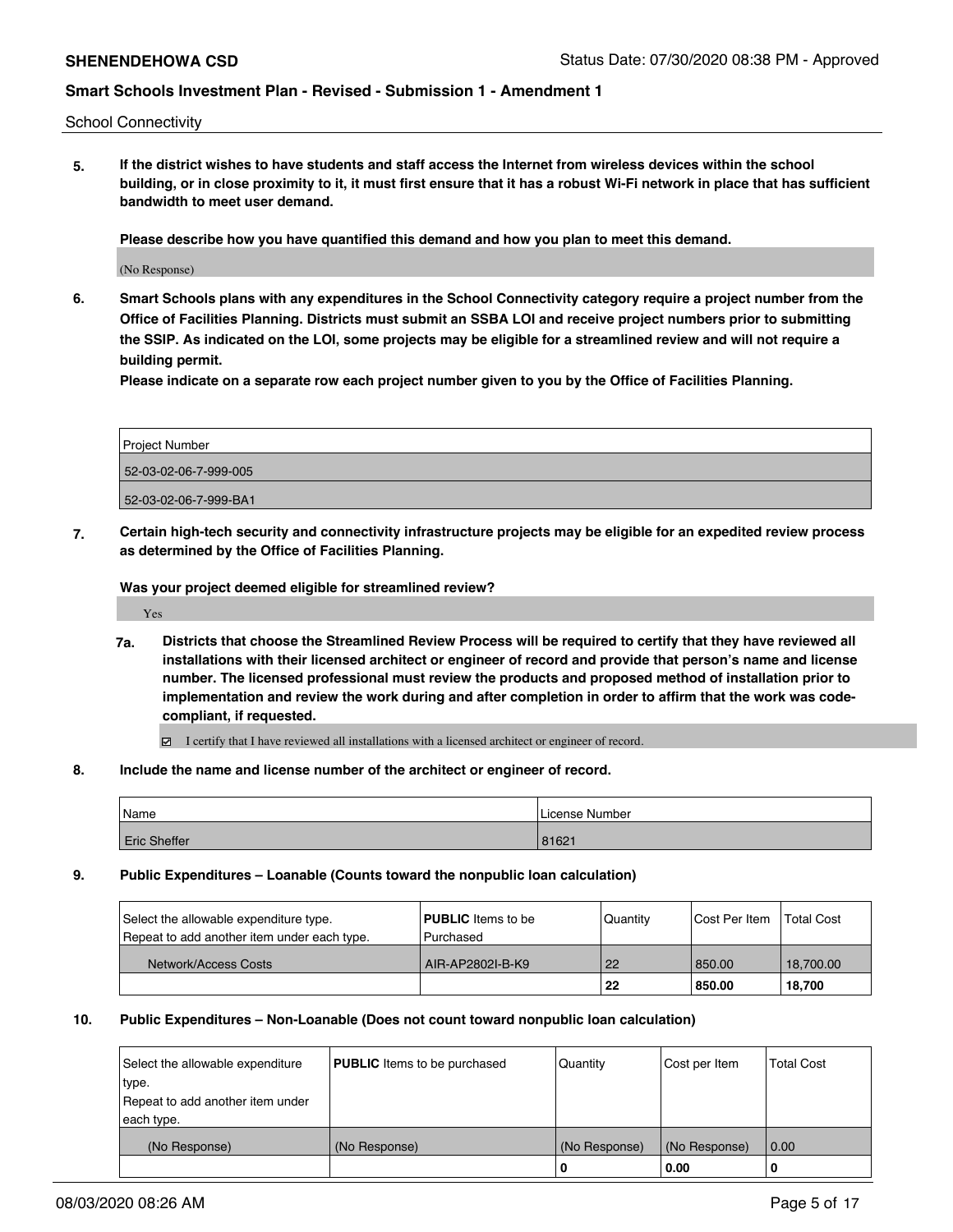School Connectivity

**5. If the district wishes to have students and staff access the Internet from wireless devices within the school building, or in close proximity to it, it must first ensure that it has a robust Wi-Fi network in place that has sufficient bandwidth to meet user demand.**

**Please describe how you have quantified this demand and how you plan to meet this demand.**

(No Response)

**6. Smart Schools plans with any expenditures in the School Connectivity category require a project number from the Office of Facilities Planning. Districts must submit an SSBA LOI and receive project numbers prior to submitting the SSIP. As indicated on the LOI, some projects may be eligible for a streamlined review and will not require a building permit.**

**Please indicate on a separate row each project number given to you by the Office of Facilities Planning.**

| Project Number |
|---|
| 52-03-02-06-7-999-005 |
| 52-03-02-06-7-999-BA1 |

**7. Certain high-tech security and connectivity infrastructure projects may be eligible for an expedited review process as determined by the Office of Facilities Planning.**

**Was your project deemed eligible for streamlined review?**

Yes

**7a. Districts that choose the Streamlined Review Process will be required to certify that they have reviewed all installations with their licensed architect or engineer of record and provide that person's name and license number. The licensed professional must review the products and proposed method of installation prior to implementation and review the work during and after completion in order to affirm that the work was code-compliant, if requested.**

☑ I certify that I have reviewed all installations with a licensed architect or engineer of record.

**8. Include the name and license number of the architect or engineer of record.**

| Name | License Number |
|---|---|
| Eric Sheffer | 81621 |

**9. Public Expenditures – Loanable (Counts toward the nonpublic loan calculation)**

| Select the allowable expenditure type. Repeat to add another item under each type. | **PUBLIC** Items to be Purchased | Quantity | Cost Per Item | Total Cost |
|---|---|---|---|---|
| Network/Access Costs | AIR-AP2802I-B-K9 | 22 | 850.00 | 18,700.00 |
| | | **22** | **850.00** | **18,700** |

**10. Public Expenditures – Non-Loanable (Does not count toward nonpublic loan calculation)**

| Select the allowable expenditure type. Repeat to add another item under each type. | **PUBLIC** Items to be purchased | Quantity | Cost per Item | Total Cost |
|---|---|---|---|---|
| (No Response) | (No Response) | (No Response) | (No Response) | 0.00 |
| | | **0** | **0.00** | **0** |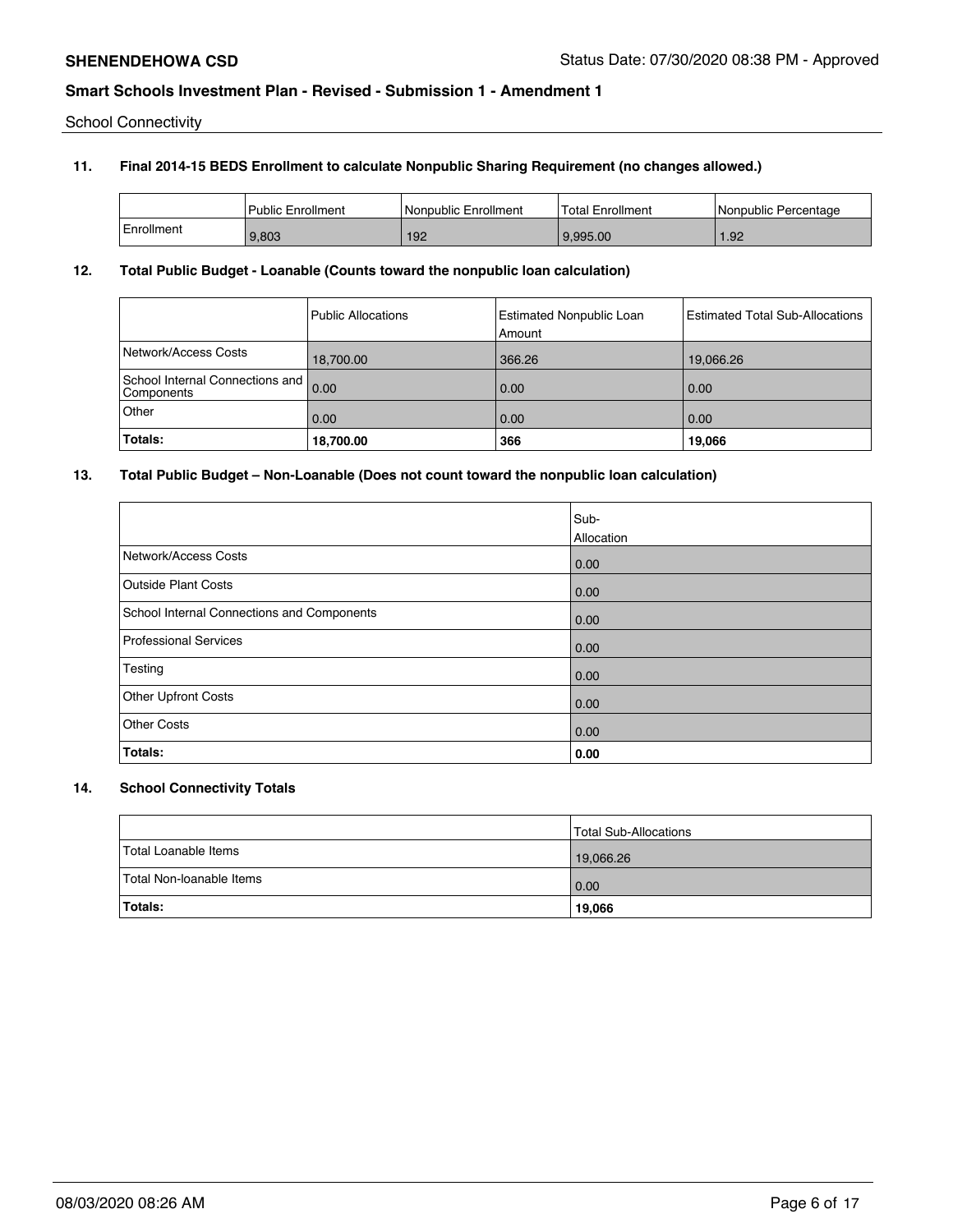School Connectivity

**11. Final 2014-15 BEDS Enrollment to calculate Nonpublic Sharing Requirement (no changes allowed.)**

| | Public Enrollment | Nonpublic Enrollment | Total Enrollment | Nonpublic Percentage |
|---|---|---|---|---|
| Enrollment | 9,803 | 192 | 9,995.00 | 1.92 |

**12. Total Public Budget - Loanable (Counts toward the nonpublic loan calculation)**

| | Public Allocations | Estimated Nonpublic Loan Amount | Estimated Total Sub-Allocations |
|---|---|---|---|
| Network/Access Costs | 18,700.00 | 366.26 | 19,066.26 |
| School Internal Connections and Components | 0.00 | 0.00 | 0.00 |
| Other | 0.00 | 0.00 | 0.00 |
| **Totals:** | **18,700.00** | **366** | **19,066** |

**13. Total Public Budget – Non-Loanable (Does not count toward the nonpublic loan calculation)**

| | Sub-Allocation |
|---|---|
| Network/Access Costs | 0.00 |
| Outside Plant Costs | 0.00 |
| School Internal Connections and Components | 0.00 |
| Professional Services | 0.00 |
| Testing | 0.00 |
| Other Upfront Costs | 0.00 |
| Other Costs | 0.00 |
| **Totals:** | **0.00** |

**14. School Connectivity Totals**

| | Total Sub-Allocations |
|---|---|
| Total Loanable Items | 19,066.26 |
| Total Non-loanable Items | 0.00 |
| **Totals:** | **19,066** |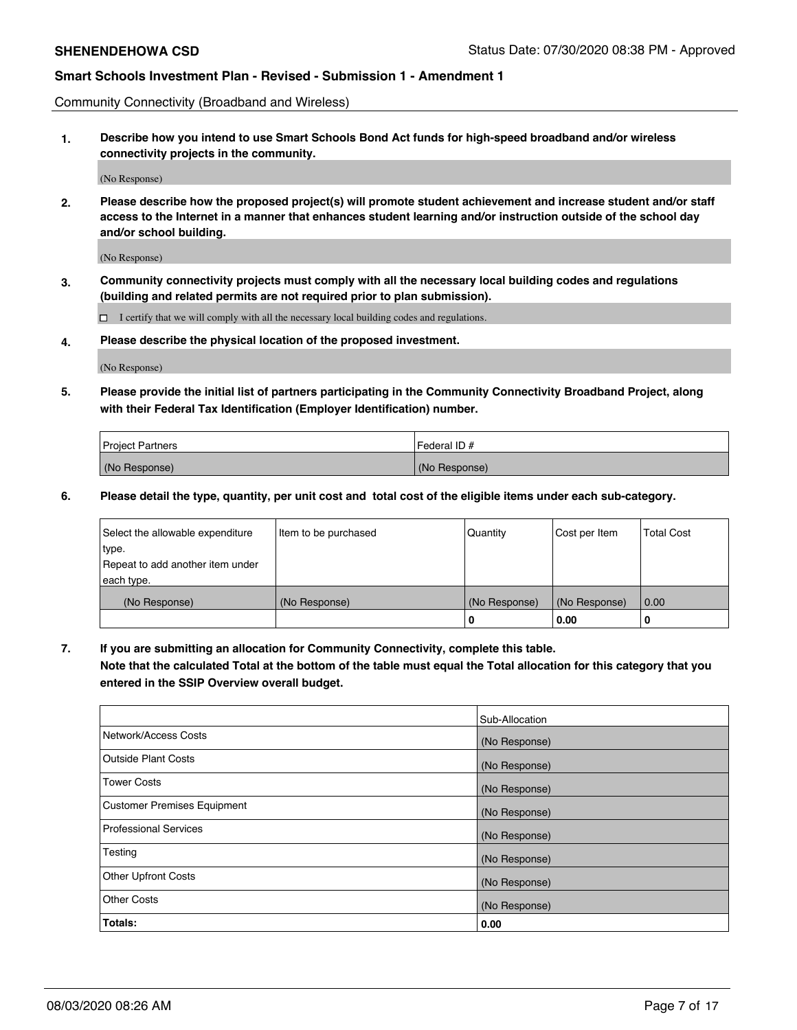Community Connectivity (Broadband and Wireless)

**1. Describe how you intend to use Smart Schools Bond Act funds for high-speed broadband and/or wireless connectivity projects in the community.**

(No Response)

**2. Please describe how the proposed project(s) will promote student achievement and increase student and/or staff access to the Internet in a manner that enhances student learning and/or instruction outside of the school day and/or school building.**

(No Response)

**3. Community connectivity projects must comply with all the necessary local building codes and regulations (building and related permits are not required prior to plan submission).**

☐ I certify that we will comply with all the necessary local building codes and regulations.

**4. Please describe the physical location of the proposed investment.**

(No Response)

**5. Please provide the initial list of partners participating in the Community Connectivity Broadband Project, along with their Federal Tax Identification (Employer Identification) number.**

| Project Partners | Federal ID # |
|---|---|
| (No Response) | (No Response) |

**6. Please detail the type, quantity, per unit cost and total cost of the eligible items under each sub-category.**

| Select the allowable expenditure type. Repeat to add another item under each type. | Item to be purchased | Quantity | Cost per Item | Total Cost |
|---|---|---|---|---|
| (No Response) | (No Response) | (No Response) | (No Response) | 0.00 |
| | | 0 | 0.00 | 0 |

**7. If you are submitting an allocation for Community Connectivity, complete this table. Note that the calculated Total at the bottom of the table must equal the Total allocation for this category that you entered in the SSIP Overview overall budget.**

| | Sub-Allocation |
|---|---|
| Network/Access Costs | (No Response) |
| Outside Plant Costs | (No Response) |
| Tower Costs | (No Response) |
| Customer Premises Equipment | (No Response) |
| Professional Services | (No Response) |
| Testing | (No Response) |
| Other Upfront Costs | (No Response) |
| Other Costs | (No Response) |
| **Totals:** | **0.00** |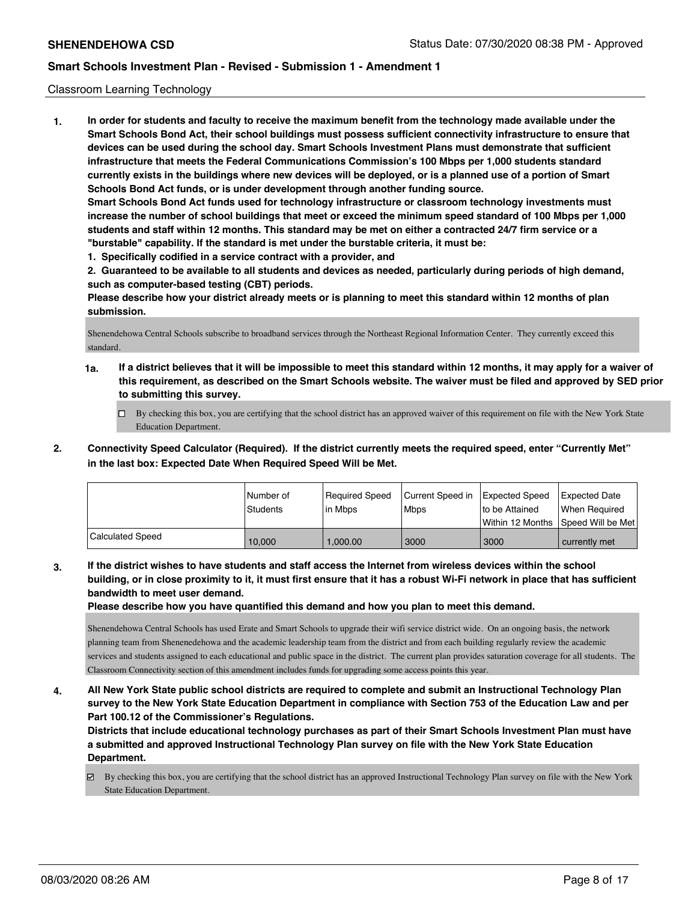## Classroom Learning Technology

**1. In order for students and faculty to receive the maximum benefit from the technology made available under the Smart Schools Bond Act, their school buildings must possess sufficient connectivity infrastructure to ensure that devices can be used during the school day. Smart Schools Investment Plans must demonstrate that sufficient infrastructure that meets the Federal Communications Commission's 100 Mbps per 1,000 students standard currently exists in the buildings where new devices will be deployed, or is a planned use of a portion of Smart Schools Bond Act funds, or is under development through another funding source.**

**Smart Schools Bond Act funds used for technology infrastructure or classroom technology investments must increase the number of school buildings that meet or exceed the minimum speed standard of 100 Mbps per 1,000 students and staff within 12 months. This standard may be met on either a contracted 24/7 firm service or a "burstable" capability. If the standard is met under the burstable criteria, it must be:**

**1. Specifically codified in a service contract with a provider, and**

**2. Guaranteed to be available to all students and devices as needed, particularly during periods of high demand, such as computer-based testing (CBT) periods.**

**Please describe how your district already meets or is planning to meet this standard within 12 months of plan submission.**

Shenendehowa Central Schools subscribe to broadband services through the Northeast Regional Information Center. They currently exceed this standard.

**1a. If a district believes that it will be impossible to meet this standard within 12 months, it may apply for a waiver of this requirement, as described on the Smart Schools website. The waiver must be filed and approved by SED prior to submitting this survey.**

☐ By checking this box, you are certifying that the school district has an approved waiver of this requirement on file with the New York State Education Department.

**2. Connectivity Speed Calculator (Required). If the district currently meets the required speed, enter "Currently Met" in the last box: Expected Date When Required Speed Will be Met.**

| | Number of Students | Required Speed in Mbps | Current Speed in Mbps | Expected Speed to be Attained Within 12 Months | Expected Date When Required Speed Will be Met |
|---|---|---|---|---|---|
| Calculated Speed | 10,000 | 1,000.00 | 3000 | 3000 | currently met |

**3. If the district wishes to have students and staff access the Internet from wireless devices within the school building, or in close proximity to it, it must first ensure that it has a robust Wi-Fi network in place that has sufficient bandwidth to meet user demand.**

**Please describe how you have quantified this demand and how you plan to meet this demand.**

Shenendehowa Central Schools has used Erate and Smart Schools to upgrade their wifi service district wide. On an ongoing basis, the network planning team from Shenenedehowa and the academic leadership team from the district and from each building regularly review the academic services and students assigned to each educational and public space in the district. The current plan provides saturation coverage for all students. The Classroom Connectivity section of this amendment includes funds for upgrading some access points this year.

**4. All New York State public school districts are required to complete and submit an Instructional Technology Plan survey to the New York State Education Department in compliance with Section 753 of the Education Law and per Part 100.12 of the Commissioner's Regulations.**

**Districts that include educational technology purchases as part of their Smart Schools Investment Plan must have a submitted and approved Instructional Technology Plan survey on file with the New York State Education Department.**

☑ By checking this box, you are certifying that the school district has an approved Instructional Technology Plan survey on file with the New York State Education Department.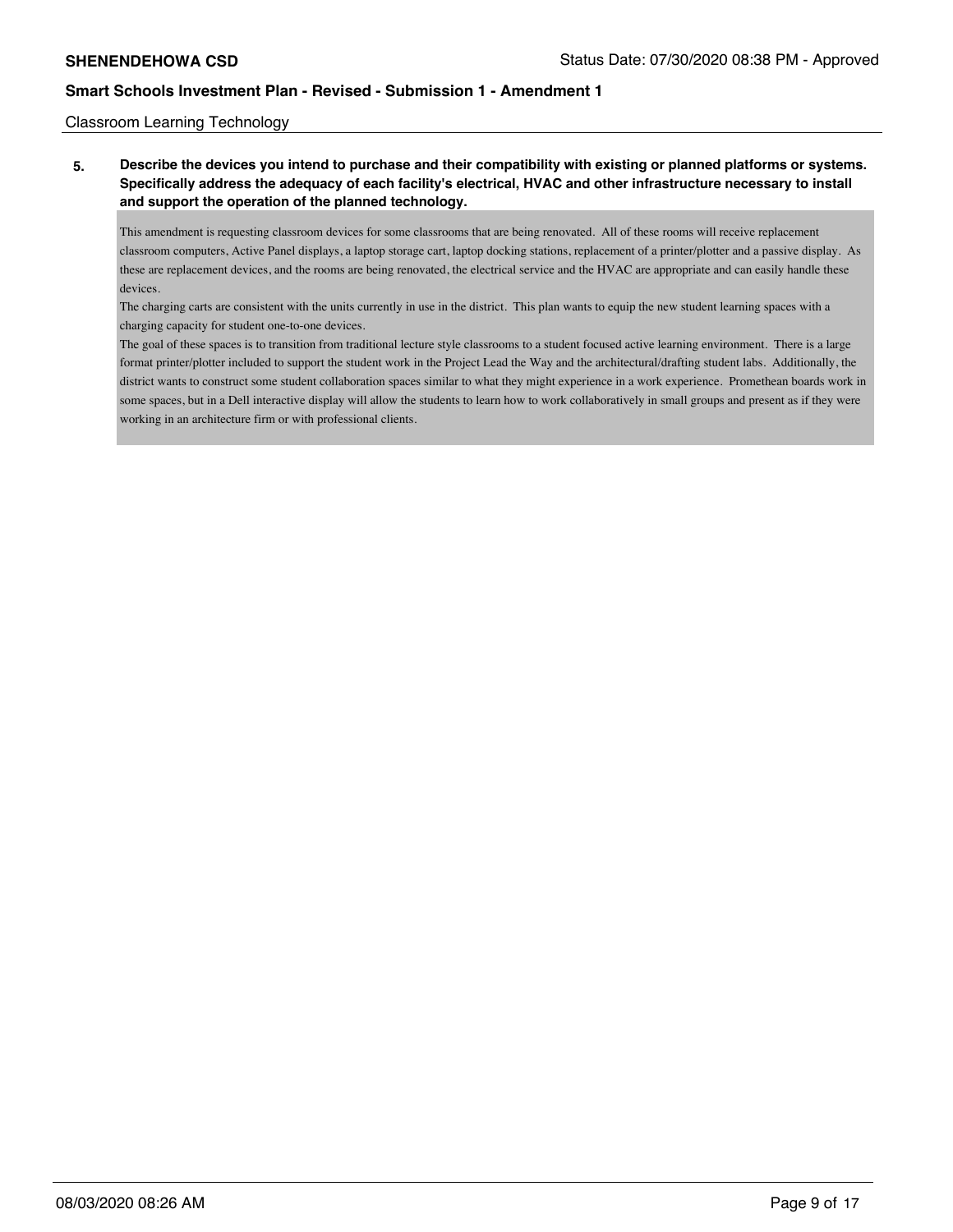Classroom Learning Technology

**5. Describe the devices you intend to purchase and their compatibility with existing or planned platforms or systems. Specifically address the adequacy of each facility's electrical, HVAC and other infrastructure necessary to install and support the operation of the planned technology.**

This amendment is requesting classroom devices for some classrooms that are being renovated. All of these rooms will receive replacement classroom computers, Active Panel displays, a laptop storage cart, laptop docking stations, replacement of a printer/plotter and a passive display. As these are replacement devices, and the rooms are being renovated, the electrical service and the HVAC are appropriate and can easily handle these devices.

The charging carts are consistent with the units currently in use in the district. This plan wants to equip the new student learning spaces with a charging capacity for student one-to-one devices.

The goal of these spaces is to transition from traditional lecture style classrooms to a student focused active learning environment. There is a large format printer/plotter included to support the student work in the Project Lead the Way and the architectural/drafting student labs. Additionally, the district wants to construct some student collaboration spaces similar to what they might experience in a work experience. Promethean boards work in some spaces, but in a Dell interactive display will allow the students to learn how to work collaboratively in small groups and present as if they were working in an architecture firm or with professional clients.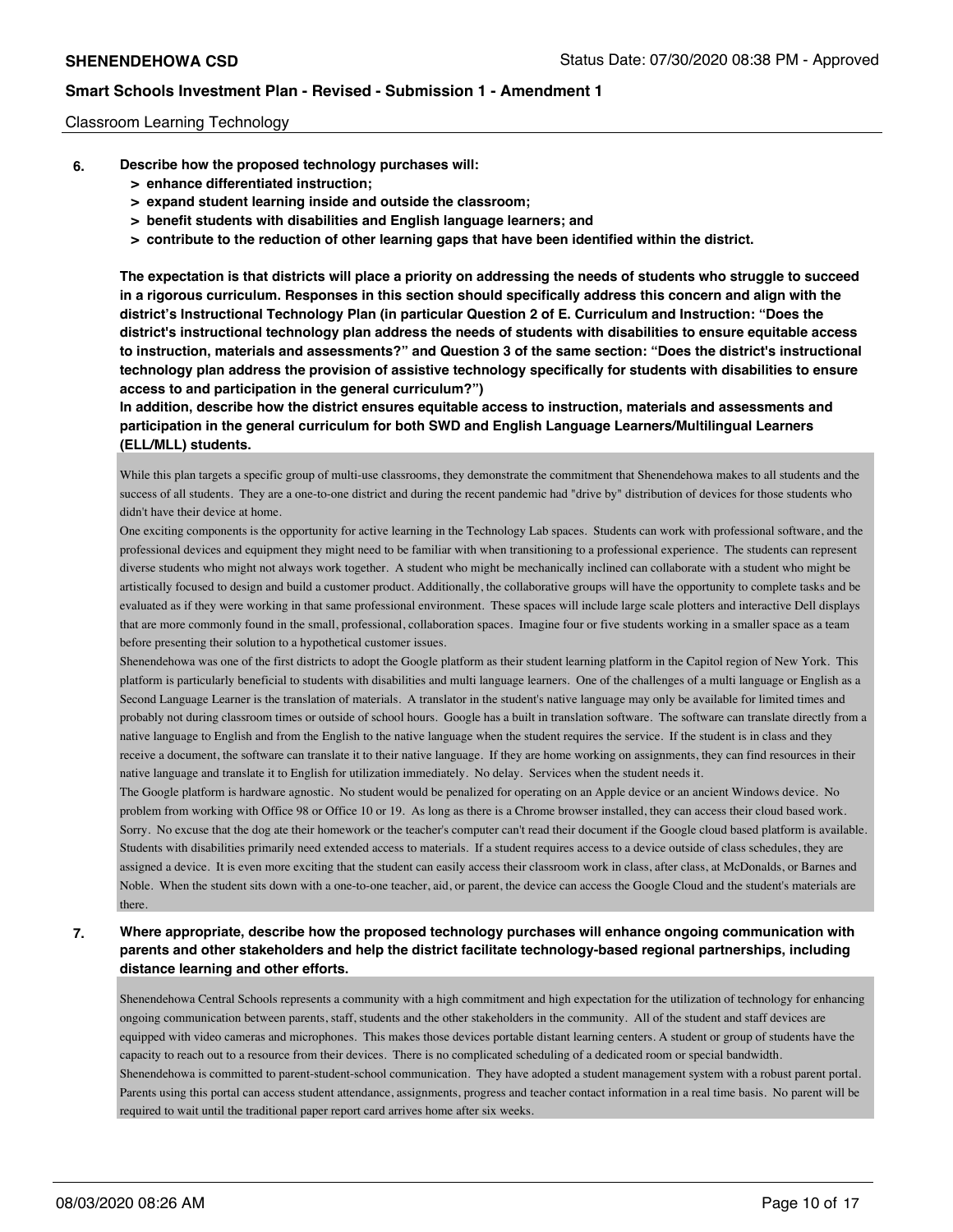Classroom Learning Technology

**6. Describe how the proposed technology purchases will:**
   - **> enhance differentiated instruction;**
   - **> expand student learning inside and outside the classroom;**
   - **> benefit students with disabilities and English language learners; and**
   - **> contribute to the reduction of other learning gaps that have been identified within the district.**

**The expectation is that districts will place a priority on addressing the needs of students who struggle to succeed in a rigorous curriculum. Responses in this section should specifically address this concern and align with the district's Instructional Technology Plan (in particular Question 2 of E. Curriculum and Instruction: "Does the district's instructional technology plan address the needs of students with disabilities to ensure equitable access to instruction, materials and assessments?" and Question 3 of the same section: "Does the district's instructional technology plan address the provision of assistive technology specifically for students with disabilities to ensure access to and participation in the general curriculum?")**
**In addition, describe how the district ensures equitable access to instruction, materials and assessments and participation in the general curriculum for both SWD and English Language Learners/Multilingual Learners (ELL/MLL) students.**

While this plan targets a specific group of multi-use classrooms, they demonstrate the commitment that Shenendehowa makes to all students and the success of all students. They are a one-to-one district and during the recent pandemic had "drive by" distribution of devices for those students who didn't have their device at home.
One exciting components is the opportunity for active learning in the Technology Lab spaces. Students can work with professional software, and the professional devices and equipment they might need to be familiar with when transitioning to a professional experience. The students can represent diverse students who might not always work together. A student who might be mechanically inclined can collaborate with a student who might be artistically focused to design and build a customer product. Additionally, the collaborative groups will have the opportunity to complete tasks and be evaluated as if they were working in that same professional environment. These spaces will include large scale plotters and interactive Dell displays that are more commonly found in the small, professional, collaboration spaces. Imagine four or five students working in a smaller space as a team before presenting their solution to a hypothetical customer issues.
Shenendehowa was one of the first districts to adopt the Google platform as their student learning platform in the Capitol region of New York. This platform is particularly beneficial to students with disabilities and multi language learners. One of the challenges of a multi language or English as a Second Language Learner is the translation of materials. A translator in the student's native language may only be available for limited times and probably not during classroom times or outside of school hours. Google has a built in translation software. The software can translate directly from a native language to English and from the English to the native language when the student requires the service. If the student is in class and they receive a document, the software can translate it to their native language. If they are home working on assignments, they can find resources in their native language and translate it to English for utilization immediately. No delay. Services when the student needs it.
The Google platform is hardware agnostic. No student would be penalized for operating on an Apple device or an ancient Windows device. No problem from working with Office 98 or Office 10 or 19. As long as there is a Chrome browser installed, they can access their cloud based work. Sorry. No excuse that the dog ate their homework or the teacher's computer can't read their document if the Google cloud based platform is available. Students with disabilities primarily need extended access to materials. If a student requires access to a device outside of class schedules, they are assigned a device. It is even more exciting that the student can easily access their classroom work in class, after class, at McDonalds, or Barnes and Noble. When the student sits down with a one-to-one teacher, aid, or parent, the device can access the Google Cloud and the student's materials are there.

**7. Where appropriate, describe how the proposed technology purchases will enhance ongoing communication with parents and other stakeholders and help the district facilitate technology-based regional partnerships, including distance learning and other efforts.**

Shenendehowa Central Schools represents a community with a high commitment and high expectation for the utilization of technology for enhancing ongoing communication between parents, staff, students and the other stakeholders in the community. All of the student and staff devices are equipped with video cameras and microphones. This makes those devices portable distant learning centers. A student or group of students have the capacity to reach out to a resource from their devices. There is no complicated scheduling of a dedicated room or special bandwidth.
Shenendehowa is committed to parent-student-school communication. They have adopted a student management system with a robust parent portal. Parents using this portal can access student attendance, assignments, progress and teacher contact information in a real time basis. No parent will be required to wait until the traditional paper report card arrives home after six weeks.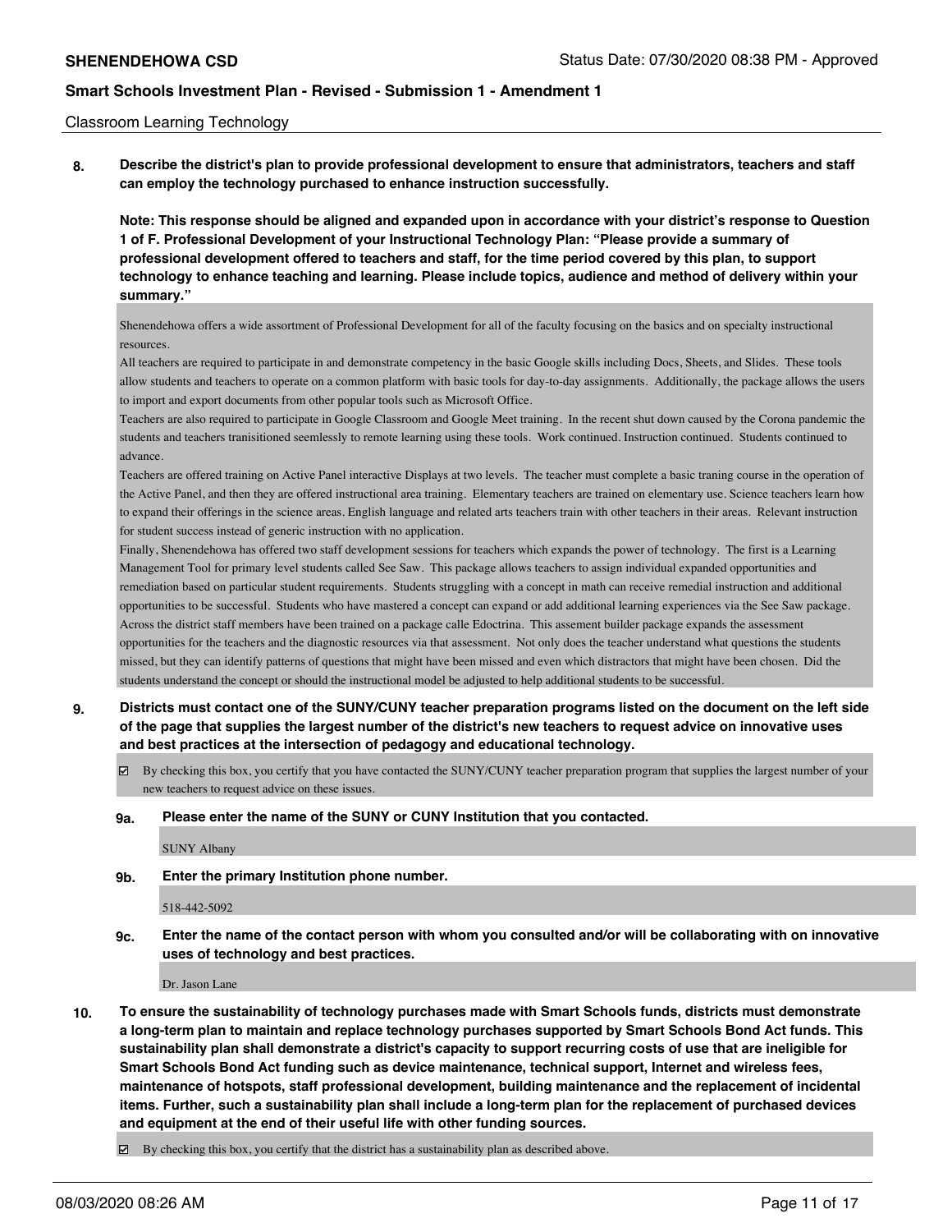Classroom Learning Technology

**8. Describe the district's plan to provide professional development to ensure that administrators, teachers and staff can employ the technology purchased to enhance instruction successfully.**

**Note: This response should be aligned and expanded upon in accordance with your district's response to Question 1 of F. Professional Development of your Instructional Technology Plan: "Please provide a summary of professional development offered to teachers and staff, for the time period covered by this plan, to support technology to enhance teaching and learning. Please include topics, audience and method of delivery within your summary."**

Shenendehowa offers a wide assortment of Professional Development for all of the faculty focusing on the basics and on specialty instructional resources.
All teachers are required to participate in and demonstrate competency in the basic Google skills including Docs, Sheets, and Slides. These tools allow students and teachers to operate on a common platform with basic tools for day-to-day assignments. Additionally, the package allows the users to import and export documents from other popular tools such as Microsoft Office.
Teachers are also required to participate in Google Classroom and Google Meet training. In the recent shut down caused by the Corona pandemic the students and teachers tranisitioned seemlessly to remote learning using these tools. Work continued. Instruction continued. Students continued to advance.
Teachers are offered training on Active Panel interactive Displays at two levels. The teacher must complete a basic traning course in the operation of the Active Panel, and then they are offered instructional area training. Elementary teachers are trained on elementary use. Science teachers learn how to expand their offerings in the science areas. English language and related arts teachers train with other teachers in their areas. Relevant instruction for student success instead of generic instruction with no application.
Finally, Shenendehowa has offered two staff development sessions for teachers which expands the power of technology. The first is a Learning Management Tool for primary level students called See Saw. This package allows teachers to assign individual expanded opportunities and remediation based on particular student requirements. Students struggling with a concept in math can receive remedial instruction and additional opportunities to be successful. Students who have mastered a concept can expand or add additional learning experiences via the See Saw package.
Across the district staff members have been trained on a package calle Edoctrina. This assement builder package expands the assessment opportunities for the teachers and the diagnostic resources via that assessment. Not only does the teacher understand what questions the students missed, but they can identify patterns of questions that might have been missed and even which distractors that might have been chosen. Did the students understand the concept or should the instructional model be adjusted to help additional students to be successful.

**9. Districts must contact one of the SUNY/CUNY teacher preparation programs listed on the document on the left side of the page that supplies the largest number of the district's new teachers to request advice on innovative uses and best practices at the intersection of pedagogy and educational technology.**

☑ By checking this box, you certify that you have contacted the SUNY/CUNY teacher preparation program that supplies the largest number of your new teachers to request advice on these issues.

**9a. Please enter the name of the SUNY or CUNY Institution that you contacted.**

SUNY Albany

**9b. Enter the primary Institution phone number.**

518-442-5092

**9c. Enter the name of the contact person with whom you consulted and/or will be collaborating with on innovative uses of technology and best practices.**

Dr. Jason Lane

**10. To ensure the sustainability of technology purchases made with Smart Schools funds, districts must demonstrate a long-term plan to maintain and replace technology purchases supported by Smart Schools Bond Act funds. This sustainability plan shall demonstrate a district's capacity to support recurring costs of use that are ineligible for Smart Schools Bond Act funding such as device maintenance, technical support, Internet and wireless fees, maintenance of hotspots, staff professional development, building maintenance and the replacement of incidental items. Further, such a sustainability plan shall include a long-term plan for the replacement of purchased devices and equipment at the end of their useful life with other funding sources.**

☑ By checking this box, you certify that the district has a sustainability plan as described above.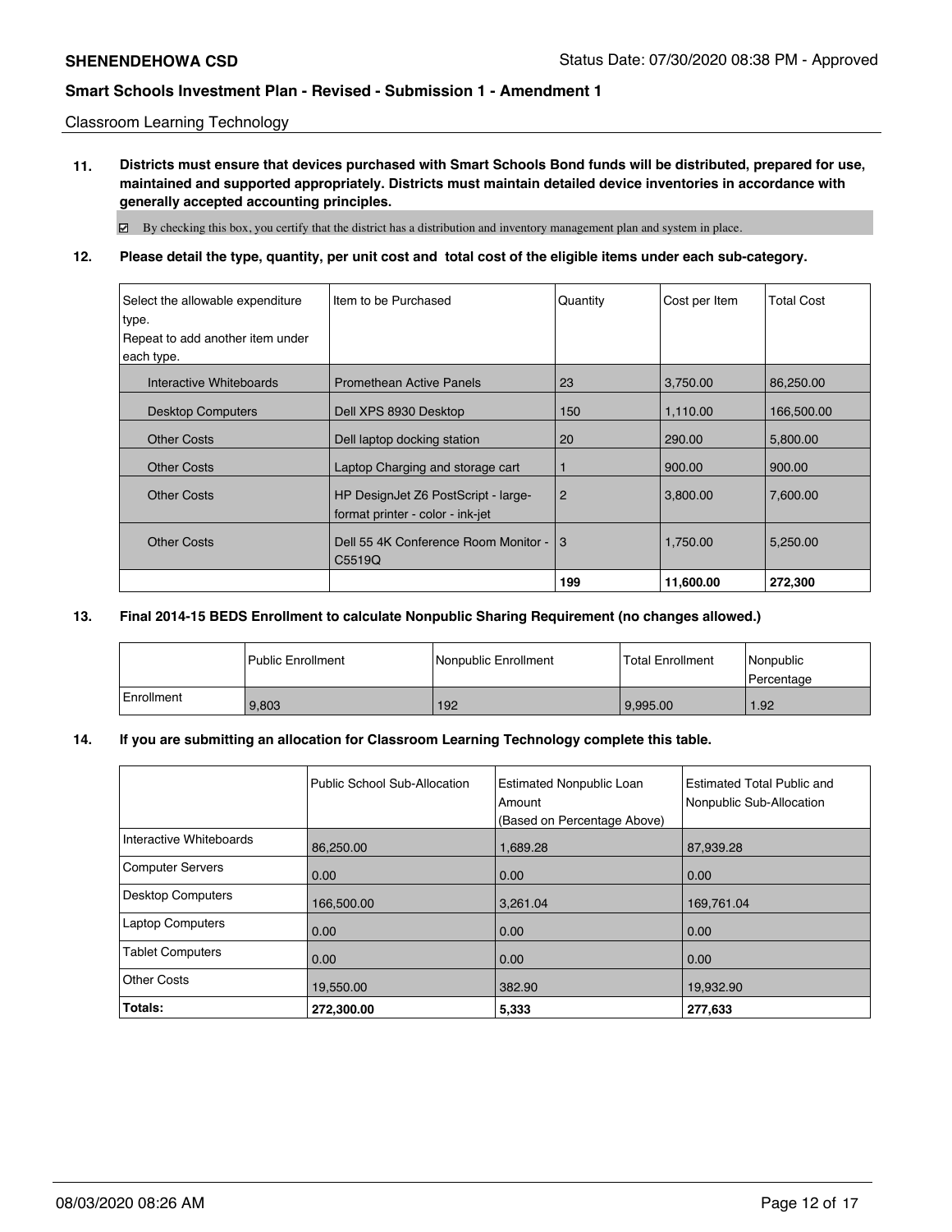Classroom Learning Technology

**11. Districts must ensure that devices purchased with Smart Schools Bond funds will be distributed, prepared for use, maintained and supported appropriately. Districts must maintain detailed device inventories in accordance with generally accepted accounting principles.**

☑ By checking this box, you certify that the district has a distribution and inventory management plan and system in place.

**12. Please detail the type, quantity, per unit cost and total cost of the eligible items under each sub-category.**

| Select the allowable expenditure type. Repeat to add another item under each type. | Item to be Purchased | Quantity | Cost per Item | Total Cost |
|---|---|---|---|---|
| Interactive Whiteboards | Promethean Active Panels | 23 | 3,750.00 | 86,250.00 |
| Desktop Computers | Dell XPS 8930 Desktop | 150 | 1,110.00 | 166,500.00 |
| Other Costs | Dell laptop docking station | 20 | 290.00 | 5,800.00 |
| Other Costs | Laptop Charging and storage cart | 1 | 900.00 | 900.00 |
| Other Costs | HP DesignJet Z6 PostScript - large-format printer - color - ink-jet | 2 | 3,800.00 | 7,600.00 |
| Other Costs | Dell 55 4K Conference Room Monitor - C5519Q | 3 | 1,750.00 | 5,250.00 |
| | | **199** | **11,600.00** | **272,300** |

**13. Final 2014-15 BEDS Enrollment to calculate Nonpublic Sharing Requirement (no changes allowed.)**

| | Public Enrollment | Nonpublic Enrollment | Total Enrollment | Nonpublic Percentage |
|---|---|---|---|---|
| Enrollment | 9,803 | 192 | 9,995.00 | 1.92 |

**14. If you are submitting an allocation for Classroom Learning Technology complete this table.**

| | Public School Sub-Allocation | Estimated Nonpublic Loan Amount (Based on Percentage Above) | Estimated Total Public and Nonpublic Sub-Allocation |
|---|---|---|---|
| Interactive Whiteboards | 86,250.00 | 1,689.28 | 87,939.28 |
| Computer Servers | 0.00 | 0.00 | 0.00 |
| Desktop Computers | 166,500.00 | 3,261.04 | 169,761.04 |
| Laptop Computers | 0.00 | 0.00 | 0.00 |
| Tablet Computers | 0.00 | 0.00 | 0.00 |
| Other Costs | 19,550.00 | 382.90 | 19,932.90 |
| **Totals:** | **272,300.00** | **5,333** | **277,633** |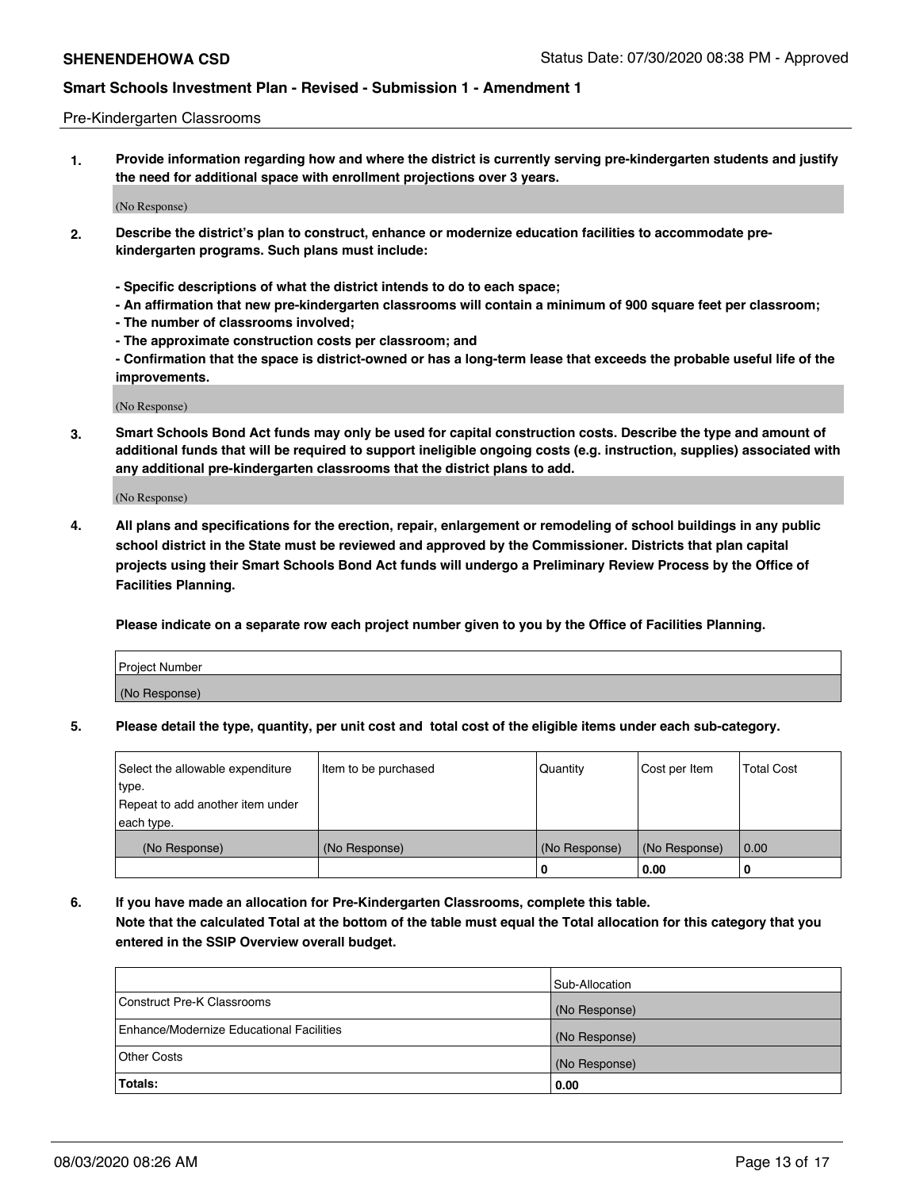Pre-Kindergarten Classrooms

**1. Provide information regarding how and where the district is currently serving pre-kindergarten students and justify the need for additional space with enrollment projections over 3 years.**

(No Response)

**2. Describe the district's plan to construct, enhance or modernize education facilities to accommodate pre-kindergarten programs. Such plans must include:**

**- Specific descriptions of what the district intends to do to each space;**
**- An affirmation that new pre-kindergarten classrooms will contain a minimum of 900 square feet per classroom;**
**- The number of classrooms involved;**
**- The approximate construction costs per classroom; and**
**- Confirmation that the space is district-owned or has a long-term lease that exceeds the probable useful life of the improvements.**

(No Response)

**3. Smart Schools Bond Act funds may only be used for capital construction costs. Describe the type and amount of additional funds that will be required to support ineligible ongoing costs (e.g. instruction, supplies) associated with any additional pre-kindergarten classrooms that the district plans to add.**

(No Response)

**4. All plans and specifications for the erection, repair, enlargement or remodeling of school buildings in any public school district in the State must be reviewed and approved by the Commissioner. Districts that plan capital projects using their Smart Schools Bond Act funds will undergo a Preliminary Review Process by the Office of Facilities Planning.**

**Please indicate on a separate row each project number given to you by the Office of Facilities Planning.**

| Project Number |
| --- |
| (No Response) |

**5. Please detail the type, quantity, per unit cost and total cost of the eligible items under each sub-category.**

| Select the allowable expenditure type. Repeat to add another item under each type. | Item to be purchased | Quantity | Cost per Item | Total Cost |
| --- | --- | --- | --- | --- |
| (No Response) | (No Response) | (No Response) | (No Response) | 0.00 |
| | | 0 | 0.00 | 0 |

**6. If you have made an allocation for Pre-Kindergarten Classrooms, complete this table. Note that the calculated Total at the bottom of the table must equal the Total allocation for this category that you entered in the SSIP Overview overall budget.**

| | Sub-Allocation |
| --- | --- |
| Construct Pre-K Classrooms | (No Response) |
| Enhance/Modernize Educational Facilities | (No Response) |
| Other Costs | (No Response) |
| **Totals:** | **0.00** |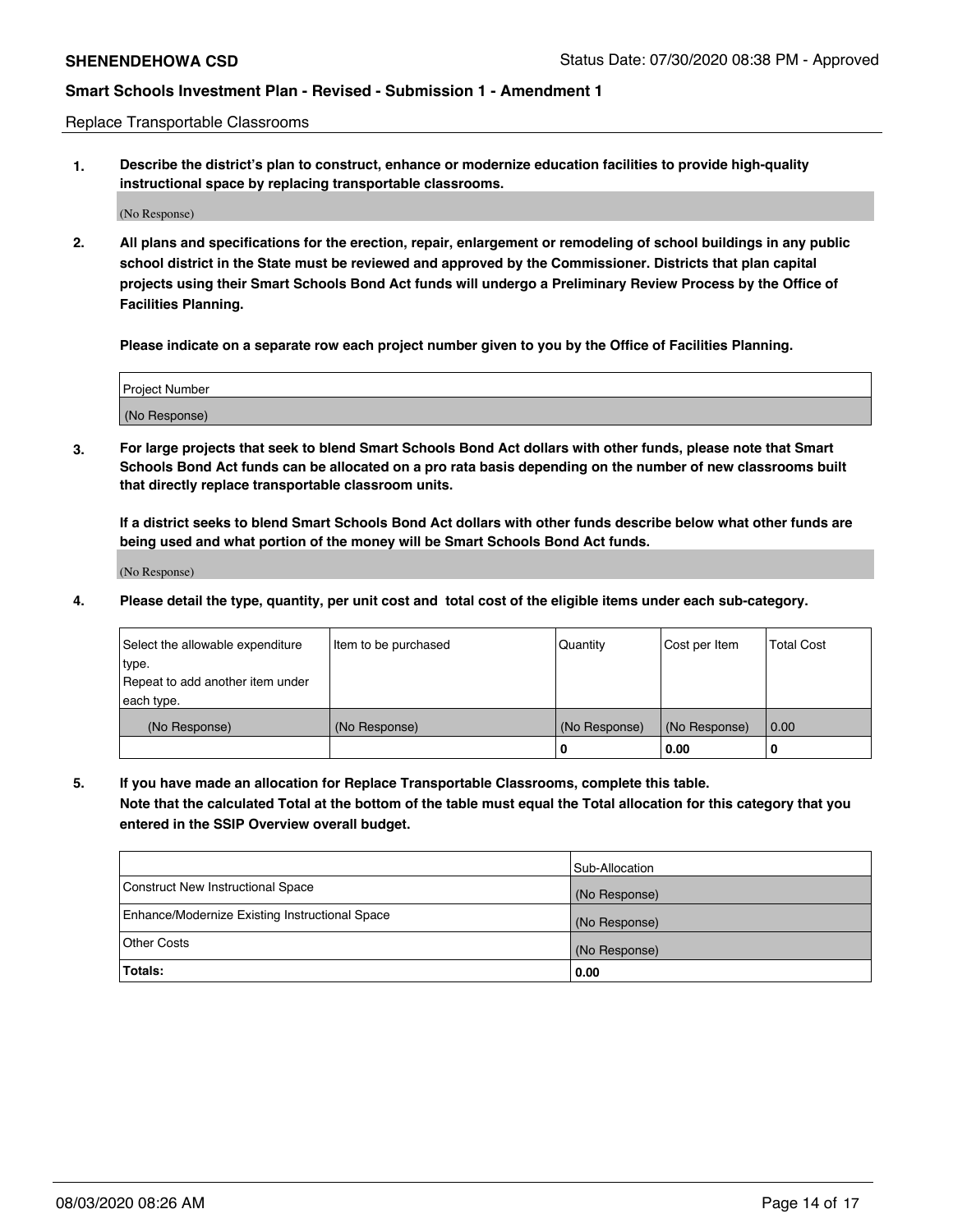Replace Transportable Classrooms

**1. Describe the district's plan to construct, enhance or modernize education facilities to provide high-quality instructional space by replacing transportable classrooms.**

(No Response)

**2. All plans and specifications for the erection, repair, enlargement or remodeling of school buildings in any public school district in the State must be reviewed and approved by the Commissioner. Districts that plan capital projects using their Smart Schools Bond Act funds will undergo a Preliminary Review Process by the Office of Facilities Planning.**

**Please indicate on a separate row each project number given to you by the Office of Facilities Planning.**

| Project Number |
| --- |
| (No Response) |

**3. For large projects that seek to blend Smart Schools Bond Act dollars with other funds, please note that Smart Schools Bond Act funds can be allocated on a pro rata basis depending on the number of new classrooms built that directly replace transportable classroom units.**

**If a district seeks to blend Smart Schools Bond Act dollars with other funds describe below what other funds are being used and what portion of the money will be Smart Schools Bond Act funds.**

(No Response)

**4. Please detail the type, quantity, per unit cost and total cost of the eligible items under each sub-category.**

| Select the allowable expenditure type. Repeat to add another item under each type. | Item to be purchased | Quantity | Cost per Item | Total Cost |
| --- | --- | --- | --- | --- |
| (No Response) | (No Response) | (No Response) | (No Response) | 0.00 |
| | | 0 | 0.00 | 0 |

**5. If you have made an allocation for Replace Transportable Classrooms, complete this table. Note that the calculated Total at the bottom of the table must equal the Total allocation for this category that you entered in the SSIP Overview overall budget.**

| | Sub-Allocation |
| --- | --- |
| Construct New Instructional Space | (No Response) |
| Enhance/Modernize Existing Instructional Space | (No Response) |
| Other Costs | (No Response) |
| **Totals:** | **0.00** |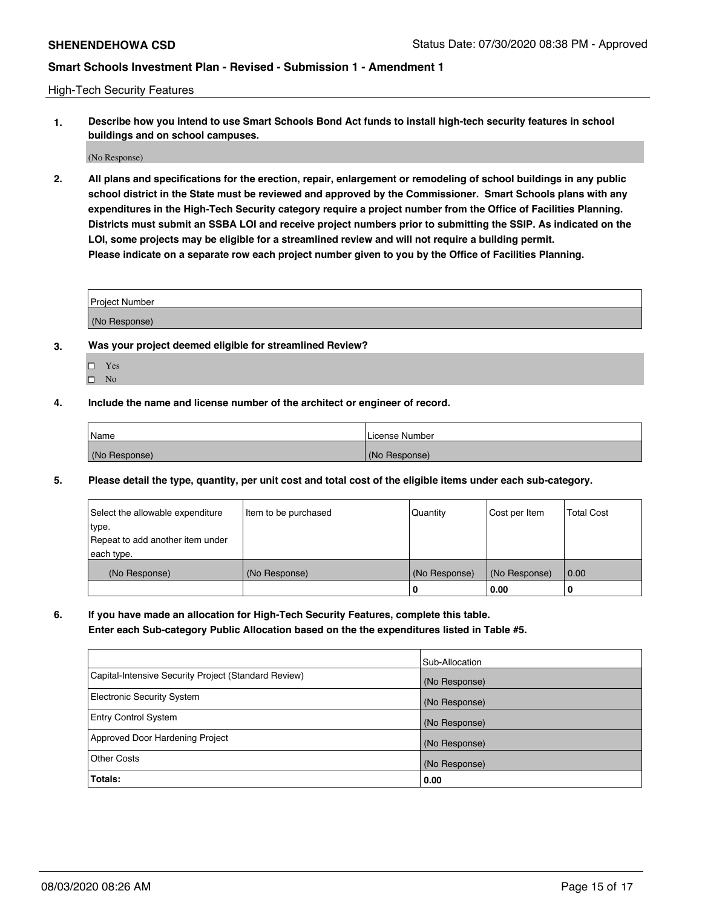High-Tech Security Features

**1. Describe how you intend to use Smart Schools Bond Act funds to install high-tech security features in school buildings and on school campuses.**

(No Response)

**2. All plans and specifications for the erection, repair, enlargement or remodeling of school buildings in any public school district in the State must be reviewed and approved by the Commissioner. Smart Schools plans with any expenditures in the High-Tech Security category require a project number from the Office of Facilities Planning. Districts must submit an SSBA LOI and receive project numbers prior to submitting the SSIP. As indicated on the LOI, some projects may be eligible for a streamlined review and will not require a building permit. Please indicate on a separate row each project number given to you by the Office of Facilities Planning.**

| Project Number |
|---|
| (No Response) |

**3. Was your project deemed eligible for streamlined Review?**

- ☐ Yes
- ☐ No

**4. Include the name and license number of the architect or engineer of record.**

| Name | License Number |
|---|---|
| (No Response) | (No Response) |

**5. Please detail the type, quantity, per unit cost and total cost of the eligible items under each sub-category.**

| Select the allowable expenditure type. Repeat to add another item under each type. | Item to be purchased | Quantity | Cost per Item | Total Cost |
|---|---|---|---|---|
| (No Response) | (No Response) | (No Response) | (No Response) | 0.00 |
| | | 0 | 0.00 | 0 |

**6. If you have made an allocation for High-Tech Security Features, complete this table. Enter each Sub-category Public Allocation based on the the expenditures listed in Table #5.**

| | Sub-Allocation |
|---|---|
| Capital-Intensive Security Project (Standard Review) | (No Response) |
| Electronic Security System | (No Response) |
| Entry Control System | (No Response) |
| Approved Door Hardening Project | (No Response) |
| Other Costs | (No Response) |
| **Totals:** | **0.00** |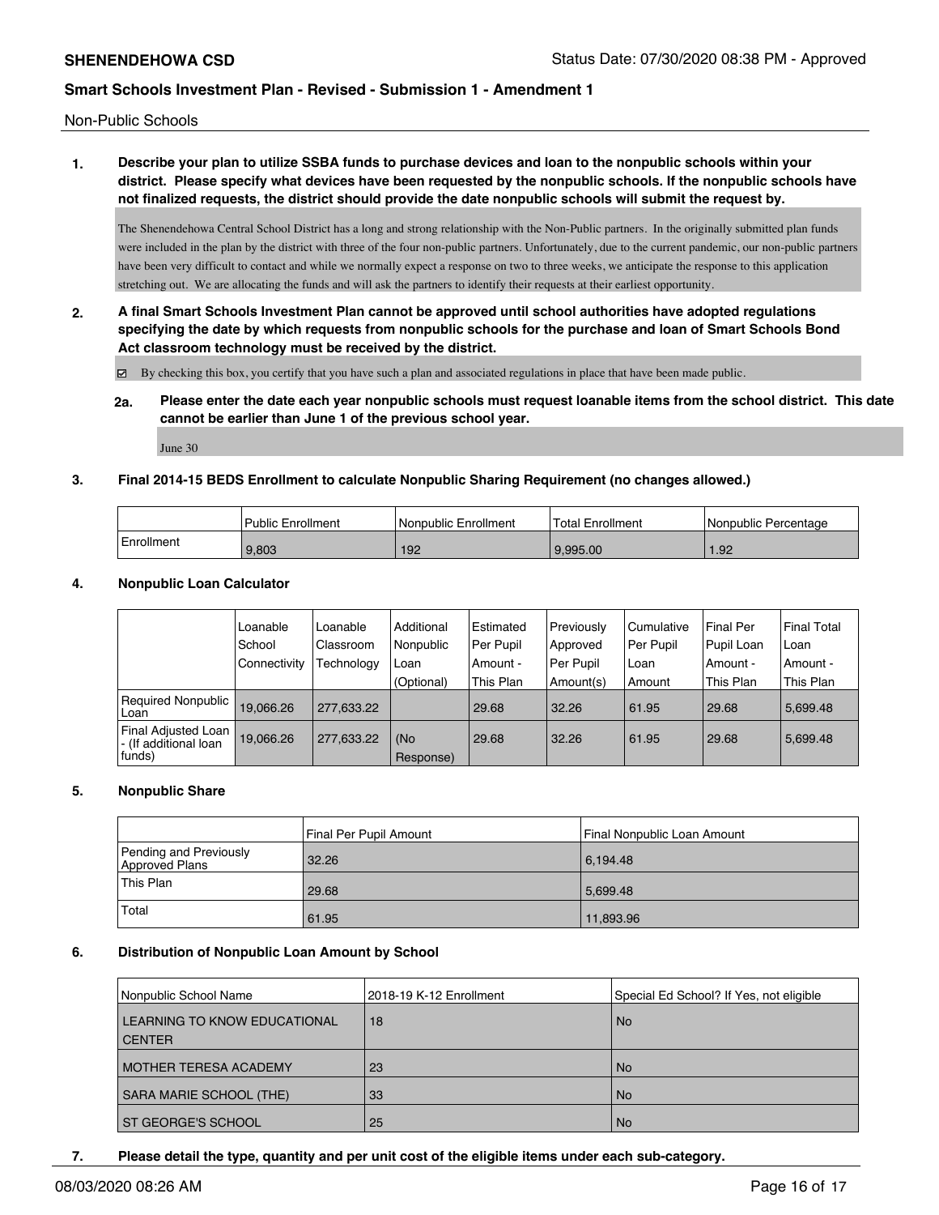Non-Public Schools

**1. Describe your plan to utilize SSBA funds to purchase devices and loan to the nonpublic schools within your district. Please specify what devices have been requested by the nonpublic schools. If the nonpublic schools have not finalized requests, the district should provide the date nonpublic schools will submit the request by.**

The Shenendehowa Central School District has a long and strong relationship with the Non-Public partners. In the originally submitted plan funds were included in the plan by the district with three of the four non-public partners. Unfortunately, due to the current pandemic, our non-public partners have been very difficult to contact and while we normally expect a response on two to three weeks, we anticipate the response to this application stretching out. We are allocating the funds and will ask the partners to identify their requests at their earliest opportunity.

**2. A final Smart Schools Investment Plan cannot be approved until school authorities have adopted regulations specifying the date by which requests from nonpublic schools for the purchase and loan of Smart Schools Bond Act classroom technology must be received by the district.**

☑ By checking this box, you certify that you have such a plan and associated regulations in place that have been made public.

**2a. Please enter the date each year nonpublic schools must request loanable items from the school district. This date cannot be earlier than June 1 of the previous school year.**

June 30

**3. Final 2014-15 BEDS Enrollment to calculate Nonpublic Sharing Requirement (no changes allowed.)**

| | Public Enrollment | Nonpublic Enrollment | Total Enrollment | Nonpublic Percentage |
|---|---|---|---|---|
| Enrollment | 9,803 | 192 | 9,995.00 | 1.92 |

**4. Nonpublic Loan Calculator**

| | Loanable School Connectivity | Loanable Classroom Technology | Additional Nonpublic Loan (Optional) | Estimated Per Pupil Amount - This Plan | Previously Approved Per Pupil Amount(s) | Cumulative Per Pupil Loan Amount | Final Per Pupil Loan Amount - This Plan | Final Total Loan Amount - This Plan |
|---|---|---|---|---|---|---|---|---|
| Required Nonpublic Loan | 19,066.26 | 277,633.22 | | 29.68 | 32.26 | 61.95 | 29.68 | 5,699.48 |
| Final Adjusted Loan - (If additional loan funds) | 19,066.26 | 277,633.22 | (No Response) | 29.68 | 32.26 | 61.95 | 29.68 | 5,699.48 |

**5. Nonpublic Share**

| | Final Per Pupil Amount | Final Nonpublic Loan Amount |
|---|---|---|
| Pending and Previously Approved Plans | 32.26 | 6,194.48 |
| This Plan | 29.68 | 5,699.48 |
| Total | 61.95 | 11,893.96 |

**6. Distribution of Nonpublic Loan Amount by School**

| Nonpublic School Name | 2018-19 K-12 Enrollment | Special Ed School? If Yes, not eligible |
|---|---|---|
| LEARNING TO KNOW EDUCATIONAL CENTER | 18 | No |
| MOTHER TERESA ACADEMY | 23 | No |
| SARA MARIE SCHOOL (THE) | 33 | No |
| ST GEORGE'S SCHOOL | 25 | No |

**7. Please detail the type, quantity and per unit cost of the eligible items under each sub-category.**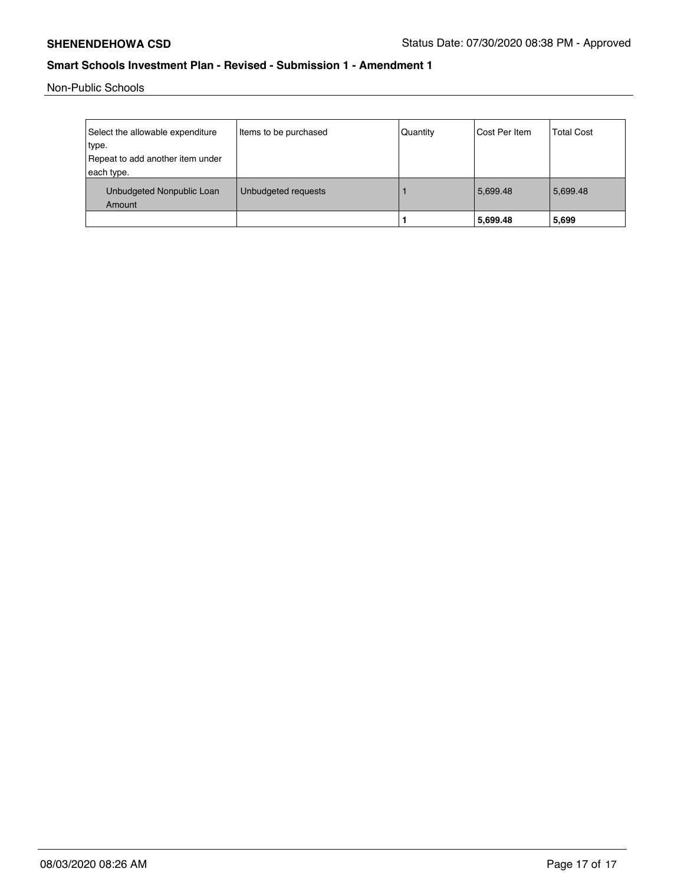Non-Public Schools

| Select the allowable expenditure type. Repeat to add another item under each type. | Items to be purchased | Quantity | Cost Per Item | Total Cost |
|---|---|---|---|---|
| Unbudgeted Nonpublic Loan Amount | Unbudgeted requests | 1 | 5,699.48 | 5,699.48 |
| | | **1** | **5,699.48** | **5,699** |